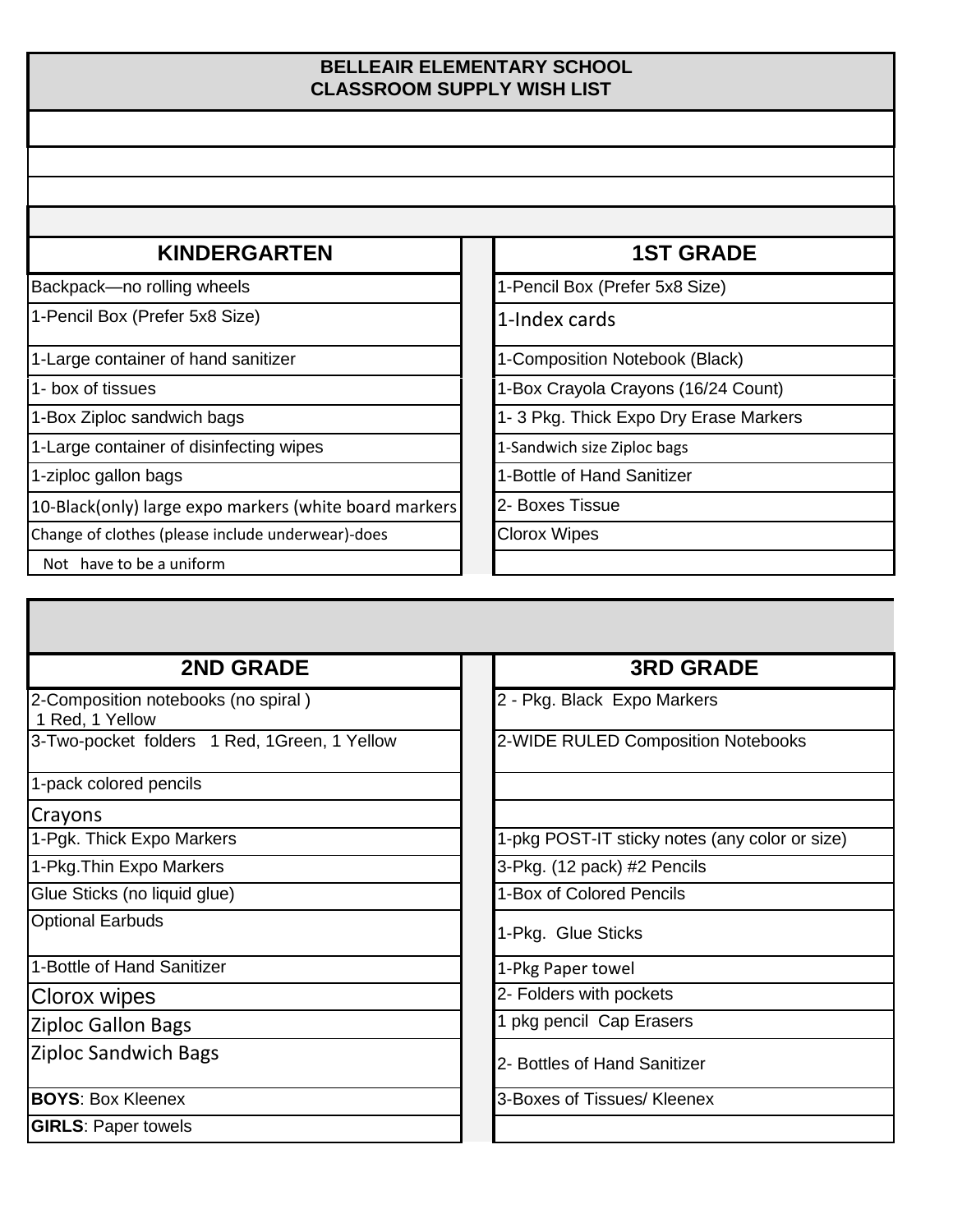# BELLEAIR ELEMENTARY SCHOOL
## CLASSROOM SUPPLY WISH LIST

| KINDERGARTEN | 1ST GRADE |
|---|---|
| Backpack—no rolling wheels | 1-Pencil Box (Prefer 5x8 Size) |
| 1-Pencil Box (Prefer 5x8 Size) | 1-Index cards |
| 1-Large container of hand sanitizer | 1-Composition Notebook (Black) |
| 1- box of tissues | 1-Box Crayola Crayons (16/24 Count) |
| 1-Box Ziploc sandwich bags | 1- 3 Pkg. Thick Expo Dry Erase Markers |
| 1-Large container of disinfecting wipes | 1-Sandwich size Ziploc bags |
| 1-ziploc gallon bags | 1-Bottle of Hand Sanitizer |
| 10-Black(only) large expo markers (white board markers | 2- Boxes Tissue |
| Change of clothes (please include underwear)-does | Clorox Wipes |
| Not have to be a uniform | |

| 2ND GRADE | 3RD GRADE |
|---|---|
| 2-Composition notebooks (no spiral ) 1 Red, 1 Yellow | 2 - Pkg. Black Expo Markers |
| 3-Two-pocket folders 1 Red, 1Green, 1 Yellow | 2-WIDE RULED Composition Notebooks |
| 1-pack colored pencils | |
| Crayons | |
| 1-Pgk. Thick Expo Markers | 1-pkg POST-IT sticky notes (any color or size) |
| 1-Pkg.Thin Expo Markers | 3-Pkg. (12 pack) #2 Pencils |
| Glue Sticks (no liquid glue) | 1-Box of Colored Pencils |
| Optional Earbuds | 1-Pkg. Glue Sticks |
| 1-Bottle of Hand Sanitizer | 1-Pkg Paper towel |
| Clorox wipes | 2- Folders with pockets |
| Ziploc Gallon Bags | 1 pkg pencil Cap Erasers |
| Ziploc Sandwich Bags | 2- Bottles of Hand Sanitizer |
| **BOYS**: Box Kleenex | 3-Boxes of Tissues/ Kleenex |
| **GIRLS**: Paper towels | |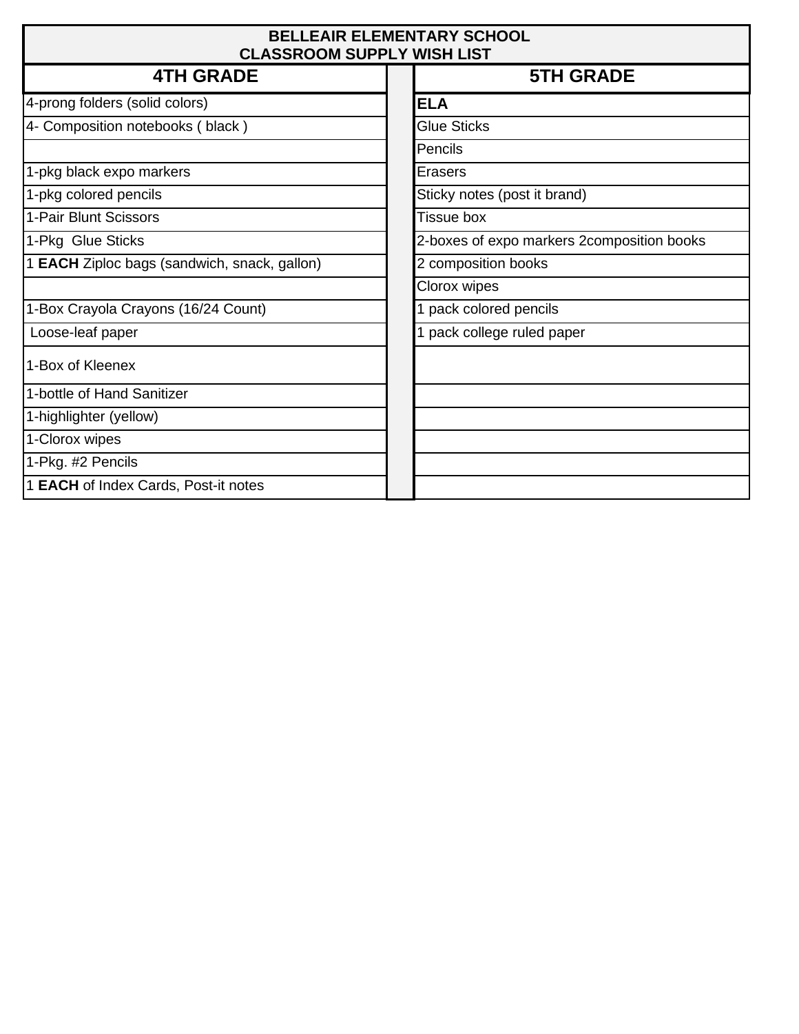**BELLEAIR ELEMENTARY SCHOOL**
**CLASSROOM SUPPLY WISH LIST**

| 4TH GRADE | | 5TH GRADE |
|---|---|---|
| 4-prong folders (solid colors) | | **ELA** |
| 4- Composition notebooks ( black ) | | Glue Sticks |
| | | Pencils |
| 1-pkg black expo markers | | Erasers |
| 1-pkg colored pencils | | Sticky notes (post it brand) |
| 1-Pair Blunt Scissors | | Tissue box |
| 1-Pkg Glue Sticks | | 2-boxes of expo markers 2composition books |
| 1 **EACH** Ziploc bags (sandwich, snack, gallon) | | 2 composition books |
| | | Clorox wipes |
| 1-Box Crayola Crayons (16/24 Count) | | 1 pack colored pencils |
| Loose-leaf paper | | 1 pack college ruled paper |
| 1-Box of Kleenex | | |
| 1-bottle of Hand Sanitizer | | |
| 1-highlighter (yellow) | | |
| 1-Clorox wipes | | |
| 1-Pkg. #2 Pencils | | |
| 1 **EACH** of Index Cards, Post-it notes | | |